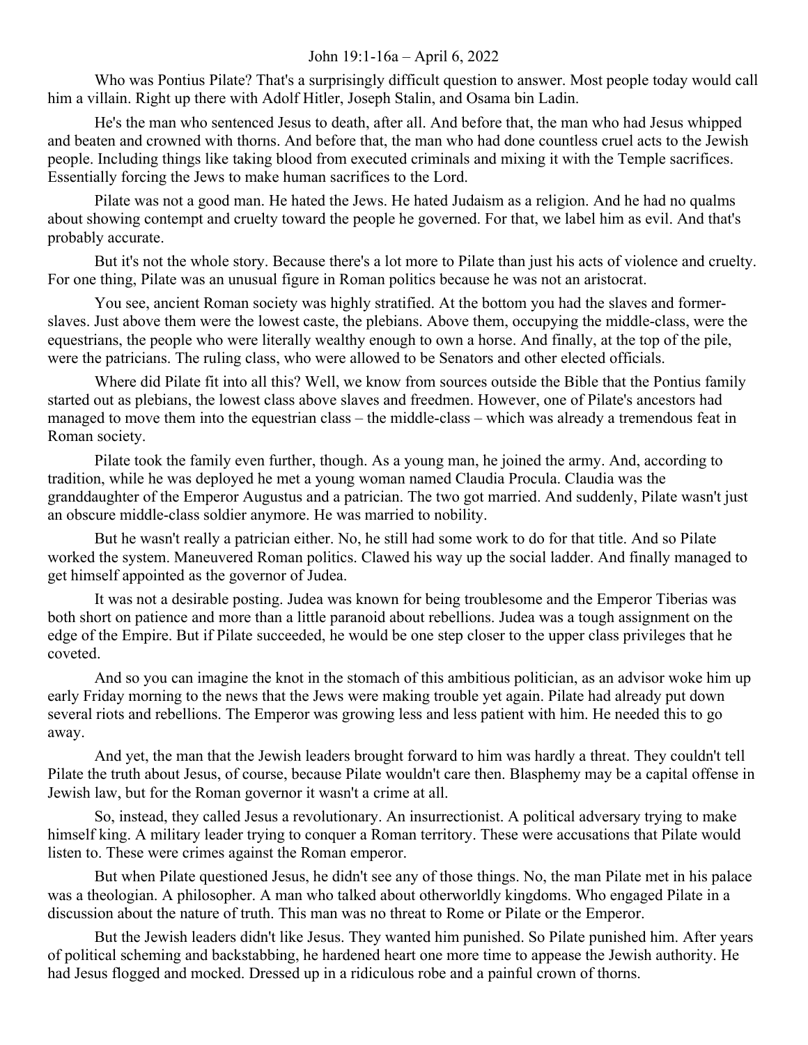John 19:1-16a – April 6, 2022

Who was Pontius Pilate? That's a surprisingly difficult question to answer. Most people today would call him a villain. Right up there with Adolf Hitler, Joseph Stalin, and Osama bin Ladin.

He's the man who sentenced Jesus to death, after all. And before that, the man who had Jesus whipped and beaten and crowned with thorns. And before that, the man who had done countless cruel acts to the Jewish people. Including things like taking blood from executed criminals and mixing it with the Temple sacrifices. Essentially forcing the Jews to make human sacrifices to the Lord.

Pilate was not a good man. He hated the Jews. He hated Judaism as a religion. And he had no qualms about showing contempt and cruelty toward the people he governed. For that, we label him as evil. And that's probably accurate.

But it's not the whole story. Because there's a lot more to Pilate than just his acts of violence and cruelty. For one thing, Pilate was an unusual figure in Roman politics because he was not an aristocrat.

You see, ancient Roman society was highly stratified. At the bottom you had the slaves and former-slaves. Just above them were the lowest caste, the plebians. Above them, occupying the middle-class, were the equestrians, the people who were literally wealthy enough to own a horse. And finally, at the top of the pile, were the patricians. The ruling class, who were allowed to be Senators and other elected officials.

Where did Pilate fit into all this? Well, we know from sources outside the Bible that the Pontius family started out as plebians, the lowest class above slaves and freedmen. However, one of Pilate's ancestors had managed to move them into the equestrian class – the middle-class – which was already a tremendous feat in Roman society.

Pilate took the family even further, though. As a young man, he joined the army. And, according to tradition, while he was deployed he met a young woman named Claudia Procula. Claudia was the granddaughter of the Emperor Augustus and a patrician. The two got married. And suddenly, Pilate wasn't just an obscure middle-class soldier anymore. He was married to nobility.

But he wasn't really a patrician either. No, he still had some work to do for that title. And so Pilate worked the system. Maneuvered Roman politics. Clawed his way up the social ladder. And finally managed to get himself appointed as the governor of Judea.

It was not a desirable posting. Judea was known for being troublesome and the Emperor Tiberias was both short on patience and more than a little paranoid about rebellions. Judea was a tough assignment on the edge of the Empire. But if Pilate succeeded, he would be one step closer to the upper class privileges that he coveted.

And so you can imagine the knot in the stomach of this ambitious politician, as an advisor woke him up early Friday morning to the news that the Jews were making trouble yet again. Pilate had already put down several riots and rebellions. The Emperor was growing less and less patient with him. He needed this to go away.

And yet, the man that the Jewish leaders brought forward to him was hardly a threat. They couldn't tell Pilate the truth about Jesus, of course, because Pilate wouldn't care then. Blasphemy may be a capital offense in Jewish law, but for the Roman governor it wasn't a crime at all.

So, instead, they called Jesus a revolutionary. An insurrectionist. A political adversary trying to make himself king. A military leader trying to conquer a Roman territory. These were accusations that Pilate would listen to. These were crimes against the Roman emperor.

But when Pilate questioned Jesus, he didn't see any of those things. No, the man Pilate met in his palace was a theologian. A philosopher. A man who talked about otherworldly kingdoms. Who engaged Pilate in a discussion about the nature of truth. This man was no threat to Rome or Pilate or the Emperor.

But the Jewish leaders didn't like Jesus. They wanted him punished. So Pilate punished him. After years of political scheming and backstabbing, he hardened heart one more time to appease the Jewish authority. He had Jesus flogged and mocked. Dressed up in a ridiculous robe and a painful crown of thorns.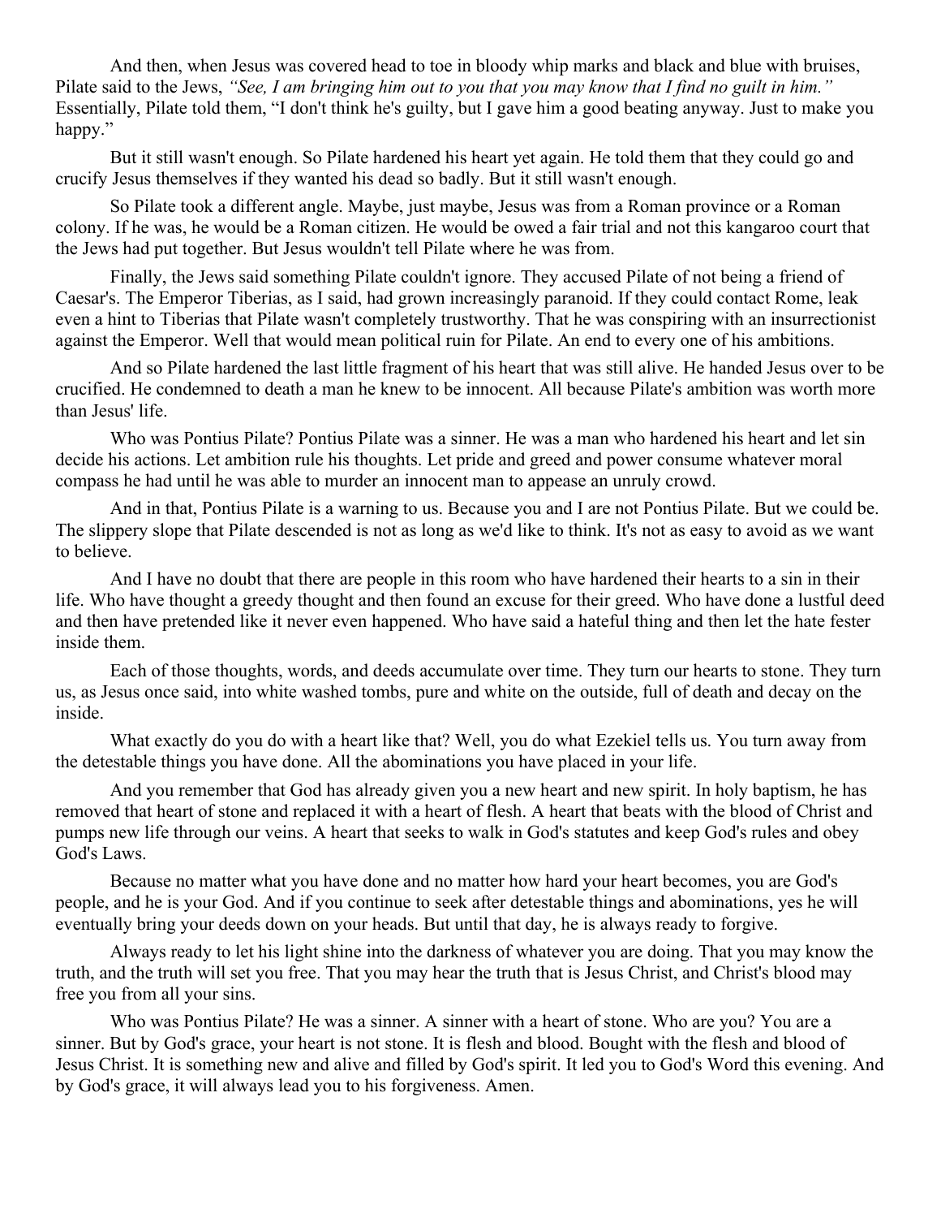And then, when Jesus was covered head to toe in bloody whip marks and black and blue with bruises, Pilate said to the Jews, *"See, I am bringing him out to you that you may know that I find no guilt in him."* Essentially, Pilate told them, "I don't think he's guilty, but I gave him a good beating anyway. Just to make you happy."

But it still wasn't enough. So Pilate hardened his heart yet again. He told them that they could go and crucify Jesus themselves if they wanted his dead so badly. But it still wasn't enough.

So Pilate took a different angle. Maybe, just maybe, Jesus was from a Roman province or a Roman colony. If he was, he would be a Roman citizen. He would be owed a fair trial and not this kangaroo court that the Jews had put together. But Jesus wouldn't tell Pilate where he was from.

Finally, the Jews said something Pilate couldn't ignore. They accused Pilate of not being a friend of Caesar's. The Emperor Tiberias, as I said, had grown increasingly paranoid. If they could contact Rome, leak even a hint to Tiberias that Pilate wasn't completely trustworthy. That he was conspiring with an insurrectionist against the Emperor. Well that would mean political ruin for Pilate. An end to every one of his ambitions.

And so Pilate hardened the last little fragment of his heart that was still alive. He handed Jesus over to be crucified. He condemned to death a man he knew to be innocent. All because Pilate's ambition was worth more than Jesus' life.

Who was Pontius Pilate? Pontius Pilate was a sinner. He was a man who hardened his heart and let sin decide his actions. Let ambition rule his thoughts. Let pride and greed and power consume whatever moral compass he had until he was able to murder an innocent man to appease an unruly crowd.

And in that, Pontius Pilate is a warning to us. Because you and I are not Pontius Pilate. But we could be. The slippery slope that Pilate descended is not as long as we'd like to think. It's not as easy to avoid as we want to believe.

And I have no doubt that there are people in this room who have hardened their hearts to a sin in their life. Who have thought a greedy thought and then found an excuse for their greed. Who have done a lustful deed and then have pretended like it never even happened. Who have said a hateful thing and then let the hate fester inside them.

Each of those thoughts, words, and deeds accumulate over time. They turn our hearts to stone. They turn us, as Jesus once said, into white washed tombs, pure and white on the outside, full of death and decay on the inside.

What exactly do you do with a heart like that? Well, you do what Ezekiel tells us. You turn away from the detestable things you have done. All the abominations you have placed in your life.

And you remember that God has already given you a new heart and new spirit. In holy baptism, he has removed that heart of stone and replaced it with a heart of flesh. A heart that beats with the blood of Christ and pumps new life through our veins. A heart that seeks to walk in God's statutes and keep God's rules and obey God's Laws.

Because no matter what you have done and no matter how hard your heart becomes, you are God's people, and he is your God. And if you continue to seek after detestable things and abominations, yes he will eventually bring your deeds down on your heads. But until that day, he is always ready to forgive.

Always ready to let his light shine into the darkness of whatever you are doing. That you may know the truth, and the truth will set you free. That you may hear the truth that is Jesus Christ, and Christ's blood may free you from all your sins.

Who was Pontius Pilate? He was a sinner. A sinner with a heart of stone. Who are you? You are a sinner. But by God's grace, your heart is not stone. It is flesh and blood. Bought with the flesh and blood of Jesus Christ. It is something new and alive and filled by God's spirit. It led you to God's Word this evening. And by God's grace, it will always lead you to his forgiveness. Amen.